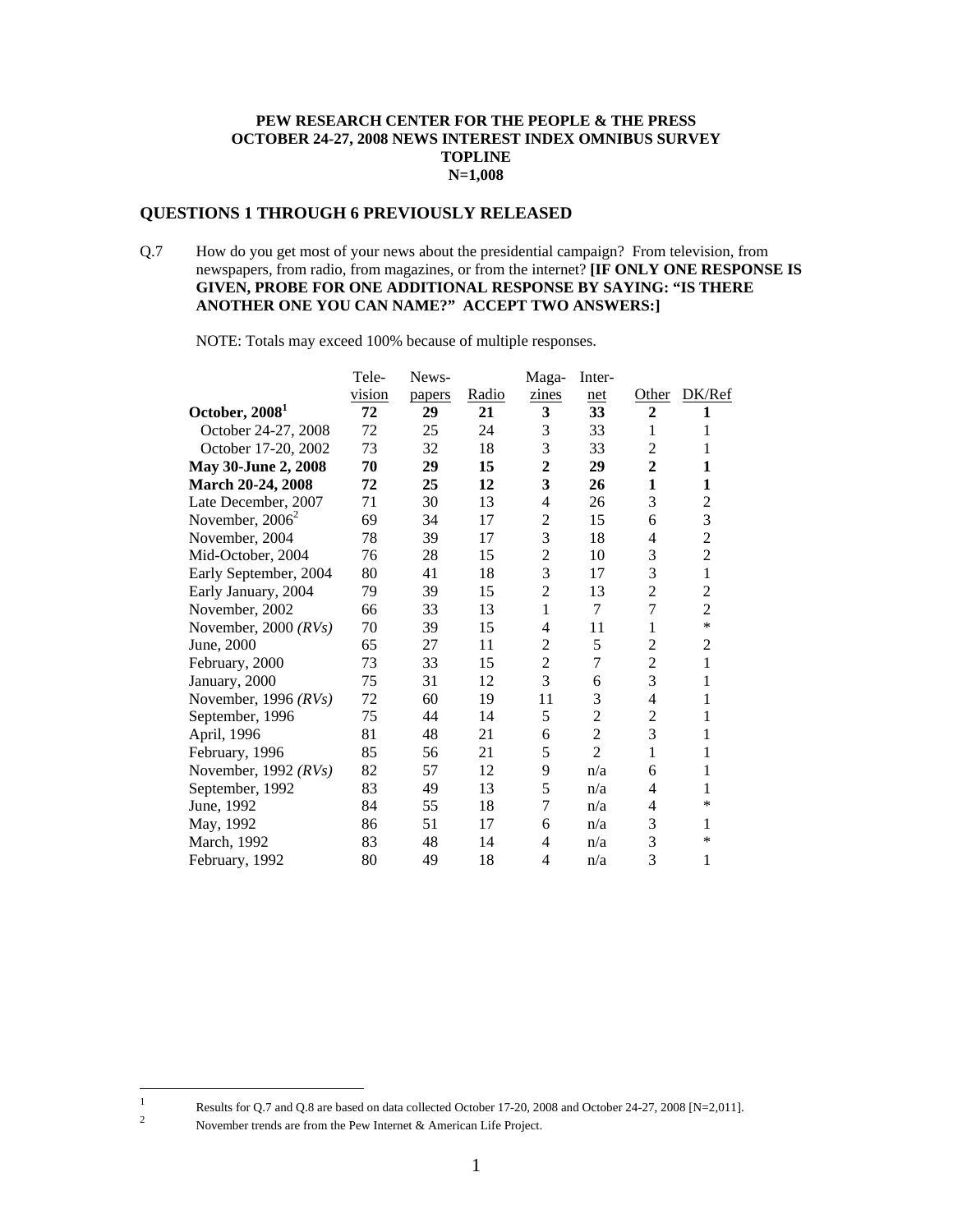**PEW RESEARCH CENTER FOR THE PEOPLE & THE PRESS**
**OCTOBER 24-27, 2008 NEWS INTEREST INDEX OMNIBUS SURVEY**
**TOPLINE**
**N=1,008**

## QUESTIONS 1 THROUGH 6 PREVIOUSLY RELEASED

Q.7 How do you get most of your news about the presidential campaign? From television, from newspapers, from radio, from magazines, or from the internet? **[IF ONLY ONE RESPONSE IS GIVEN, PROBE FOR ONE ADDITIONAL RESPONSE BY SAYING: "IS THERE ANOTHER ONE YOU CAN NAME?" ACCEPT TWO ANSWERS:]**

NOTE: Totals may exceed 100% because of multiple responses.

| | Tele-vision | News-papers | Radio | Maga-zines | Inter-net | Other | DK/Ref |
|---|---|---|---|---|---|---|---|
| **October, 2008[1]** | **72** | **29** | **21** | **3** | **33** | **2** | **1** |
| October 24-27, 2008 | 72 | 25 | 24 | 3 | 33 | 1 | 1 |
| October 17-20, 2002 | 73 | 32 | 18 | 3 | 33 | 2 | 1 |
| **May 30-June 2, 2008** | **70** | **29** | **15** | **2** | **29** | **2** | **1** |
| **March 20-24, 2008** | **72** | **25** | **12** | **3** | **26** | **1** | **1** |
| Late December, 2007 | 71 | 30 | 13 | 4 | 26 | 3 | 2 |
| November, 2006[2] | 69 | 34 | 17 | 2 | 15 | 6 | 3 |
| November, 2004 | 78 | 39 | 17 | 3 | 18 | 4 | 2 |
| Mid-October, 2004 | 76 | 28 | 15 | 2 | 10 | 3 | 2 |
| Early September, 2004 | 80 | 41 | 18 | 3 | 17 | 3 | 1 |
| Early January, 2004 | 79 | 39 | 15 | 2 | 13 | 2 | 2 |
| November, 2002 | 66 | 33 | 13 | 1 | 7 | 7 | 2 |
| November, 2000 *(RVs)* | 70 | 39 | 15 | 4 | 11 | 1 | * |
| June, 2000 | 65 | 27 | 11 | 2 | 5 | 2 | 2 |
| February, 2000 | 73 | 33 | 15 | 2 | 7 | 2 | 1 |
| January, 2000 | 75 | 31 | 12 | 3 | 6 | 3 | 1 |
| November, 1996 *(RVs)* | 72 | 60 | 19 | 11 | 3 | 4 | 1 |
| September, 1996 | 75 | 44 | 14 | 5 | 2 | 2 | 1 |
| April, 1996 | 81 | 48 | 21 | 6 | 2 | 3 | 1 |
| February, 1996 | 85 | 56 | 21 | 5 | 2 | 1 | 1 |
| November, 1992 *(RVs)* | 82 | 57 | 12 | 9 | n/a | 6 | 1 |
| September, 1992 | 83 | 49 | 13 | 5 | n/a | 4 | 1 |
| June, 1992 | 84 | 55 | 18 | 7 | n/a | 4 | * |
| May, 1992 | 86 | 51 | 17 | 6 | n/a | 3 | 1 |
| March, 1992 | 83 | 48 | 14 | 4 | n/a | 3 | * |
| February, 1992 | 80 | 49 | 18 | 4 | n/a | 3 | 1 |

[1] Results for Q.7 and Q.8 are based on data collected October 17-20, 2008 and October 24-27, 2008 [N=2,011].

[2] November trends are from the Pew Internet & American Life Project.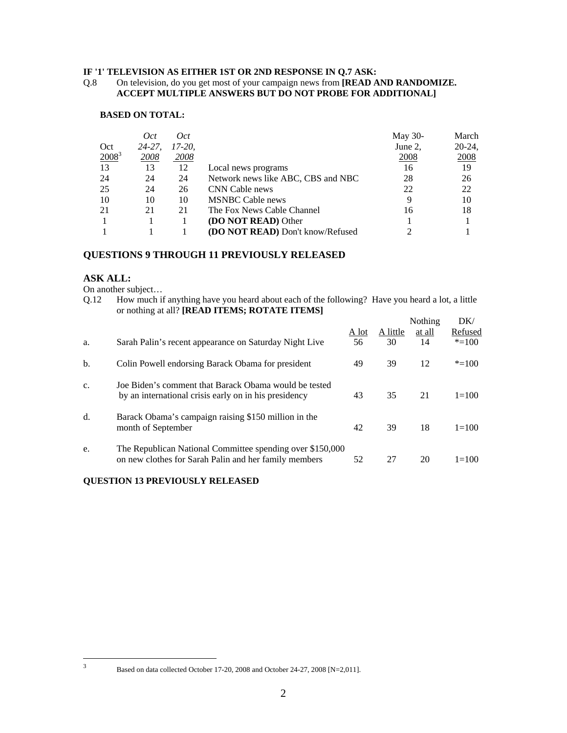**IF '1' TELEVISION AS EITHER 1ST OR 2ND RESPONSE IN Q.7 ASK:**

Q.8 On television, do you get most of your campaign news from **[READ AND RANDOMIZE. ACCEPT MULTIPLE ANSWERS BUT DO NOT PROBE FOR ADDITIONAL]**

**BASED ON TOTAL:**

| Oct 2008[3] | *Oct 24-27, 2008* | *Oct 17-20, 2008* | | May 30-June 2, 2008 | March 20-24, 2008 |
|---|---|---|---|---|---|
| 13 | 13 | 12 | Local news programs | 16 | 19 |
| 24 | 24 | 24 | Network news like ABC, CBS and NBC | 28 | 26 |
| 25 | 24 | 26 | CNN Cable news | 22 | 22 |
| 10 | 10 | 10 | MSNBC Cable news | 9 | 10 |
| 21 | 21 | 21 | The Fox News Cable Channel | 16 | 18 |
| 1 | 1 | 1 | **(DO NOT READ)** Other | 1 | 1 |
| 1 | 1 | 1 | **(DO NOT READ)** Don't know/Refused | 2 | 1 |

## QUESTIONS 9 THROUGH 11 PREVIOUSLY RELEASED

## ASK ALL:

On another subject…

Q.12 How much if anything have you heard about each of the following? Have you heard a lot, a little or nothing at all? **[READ ITEMS; ROTATE ITEMS]**

| | | A lot | A little | Nothing at all | DK/ Refused |
|---|---|---|---|---|---|
| a. | Sarah Palin's recent appearance on Saturday Night Live | 56 | 30 | 14 | *=100 |
| b. | Colin Powell endorsing Barack Obama for president | 49 | 39 | 12 | *=100 |
| c. | Joe Biden's comment that Barack Obama would be tested by an international crisis early on in his presidency | 43 | 35 | 21 | 1=100 |
| d. | Barack Obama's campaign raising $150 million in the month of September | 42 | 39 | 18 | 1=100 |
| e. | The Republican National Committee spending over $150,000 on new clothes for Sarah Palin and her family members | 52 | 27 | 20 | 1=100 |

**QUESTION 13 PREVIOUSLY RELEASED**

3 Based on data collected October 17-20, 2008 and October 24-27, 2008 [N=2,011].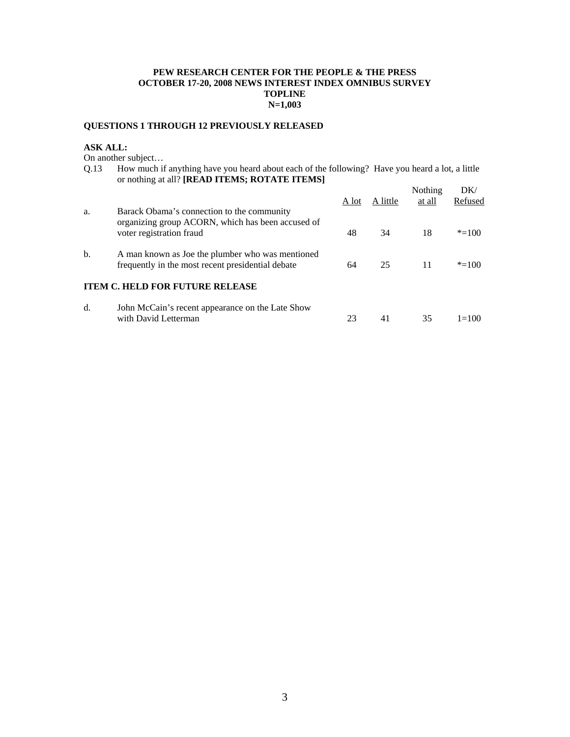**PEW RESEARCH CENTER FOR THE PEOPLE & THE PRESS**
**OCTOBER 17-20, 2008 NEWS INTEREST INDEX OMNIBUS SURVEY**
**TOPLINE**
**N=1,003**

**QUESTIONS 1 THROUGH 12 PREVIOUSLY RELEASED**

**ASK ALL:**

On another subject…

Q.13 How much if anything have you heard about each of the following? Have you heard a lot, a little or nothing at all? **[READ ITEMS; ROTATE ITEMS]**

| | | A lot | A little | Nothing at all | DK/ Refused |
|---|---|---|---|---|---|
| a. | Barack Obama's connection to the community organizing group ACORN, which has been accused of voter registration fraud | 48 | 34 | 18 | *=100 |
| b. | A man known as Joe the plumber who was mentioned frequently in the most recent presidential debate | 64 | 25 | 11 | *=100 |
| | **ITEM C. HELD FOR FUTURE RELEASE** | | | | |
| d. | John McCain's recent appearance on the Late Show with David Letterman | 23 | 41 | 35 | 1=100 |